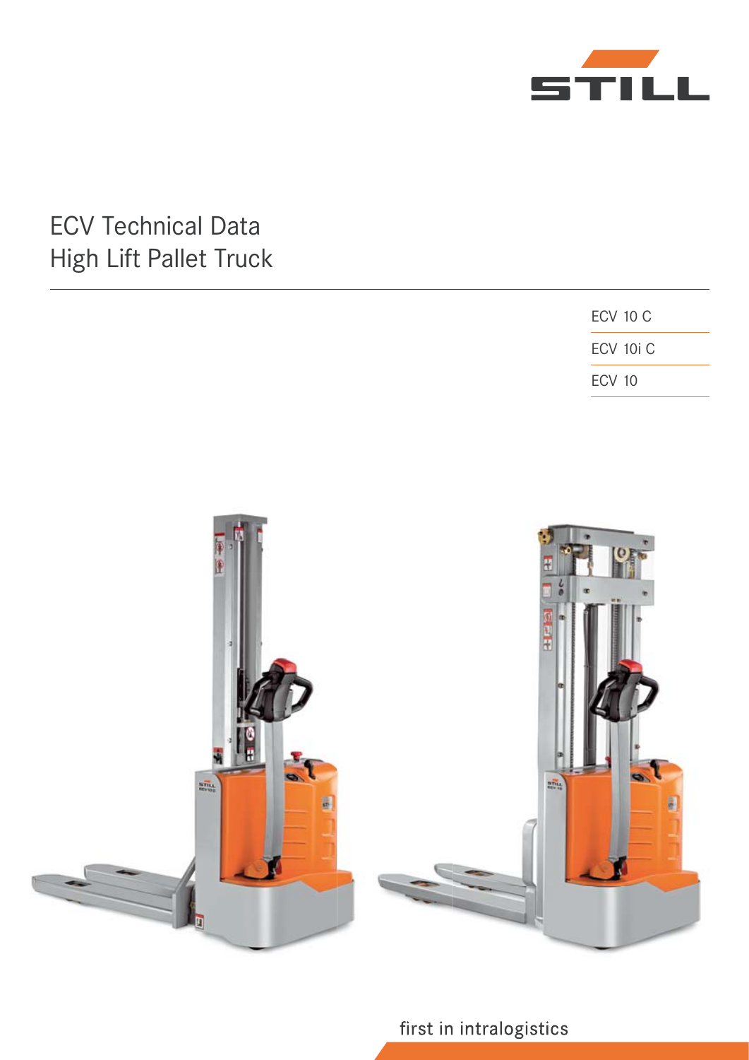STILL

# ECV Technical Data
# High Lift Pallet Truck

- ECV 10 C
- ECV 10i C
- ECV 10

first in intralogistics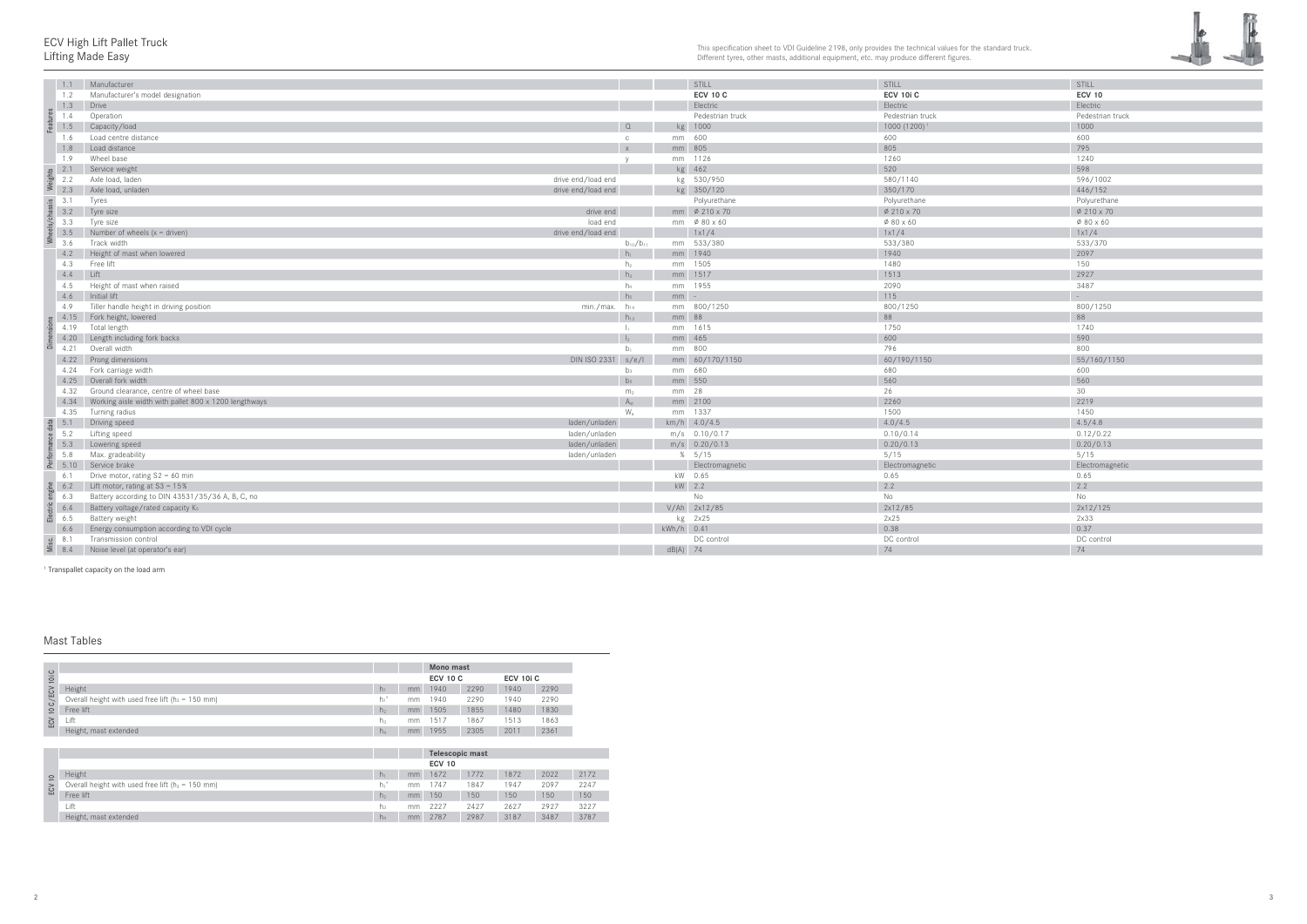# ECV High Lift Pallet Truck
## Lifting Made Easy

This specification sheet to VDI Guideline 2198, only provides the technical values for the standard truck. Different tyres, other masts, additional equipment, etc. may produce different figures.

| Section | No. | Description | | Symbol | Unit | | | |
|---|---|---|---|---|---|---|---|---|
| Features | 1.1 | Manufacturer | | | | STILL | STILL | STILL |
| | 1.2 | Manufacturer's model designation | | | | **ECV 10 C** | **ECV 10i C** | **ECV 10** |
| | 1.3 | Drive | | | | Electric | Electric | Electric |
| | 1.4 | Operation | | | | Pedestrian truck | Pedestrian truck | Pedestrian truck |
| | 1.5 | Capacity/load | | Q | kg | 1000 | 1000 (1200)[1] | 1000 |
| | 1.6 | Load centre distance | | c | mm | 600 | 600 | 600 |
| | 1.8 | Load distance | | x | mm | 805 | 805 | 795 |
| | 1.9 | Wheel base | | y | mm | 1126 | 1260 | 1240 |
| Weights | 2.1 | Service weight | | | kg | 462 | 520 | 598 |
| | 2.2 | Axle load, laden | drive end/load end | | kg | 530/950 | 580/1140 | 596/1002 |
| | 2.3 | Axle load, unladen | drive end/load end | | kg | 350/120 | 350/170 | 446/152 |
| Wheels/chassis | 3.1 | Tyres | | | | Polyurethane | Polyurethane | Polyurethane |
| | 3.2 | Tyre size | drive end | | mm | Ø 210 x 70 | Ø 210 x 70 | Ø 210 x 70 |
| | 3.3 | Tyre size | load end | | mm | Ø 80 x 60 | Ø 80 x 60 | Ø 80 x 60 |
| | 3.5 | Number of wheels (x = driven) | drive end/load end | | | 1x1/4 | 1x1/4 | 1x1/4 |
| | 3.6 | Track width | | $b_{10}/b_{11}$ | mm | 533/380 | 533/380 | 533/370 |
| Dimensions | 4.2 | Height of mast when lowered | | $h_1$ | mm | 1940 | 1940 | 2097 |
| | 4.3 | Free lift | | $h_2$ | mm | 1505 | 1480 | 150 |
| | 4.4 | Lift | | $h_3$ | mm | 1517 | 1513 | 2927 |
| | 4.5 | Height of mast when raised | | $h_4$ | mm | 1955 | 2090 | 3487 |
| | 4.6 | Initial lift | | $h_5$ | mm | - | 115 | - |
| | 4.9 | Tiller handle height in driving position | min./max. | $h_{14}$ | mm | 800/1250 | 800/1250 | 800/1250 |
| | 4.15 | Fork height, lowered | | $h_{13}$ | mm | 88 | 88 | 88 |
| | 4.19 | Total length | | $l_1$ | mm | 1615 | 1750 | 1740 |
| | 4.20 | Length including fork backs | | $l_2$ | mm | 465 | 600 | 590 |
| | 4.21 | Overall width | | $b_1$ | mm | 800 | 796 | 800 |
| | 4.22 | Prong dimensions | DIN ISO 2331 | s/e/l | mm | 60/170/1150 | 60/190/1150 | 55/160/1150 |
| | 4.24 | Fork carriage width | | $b_3$ | mm | 680 | 680 | 600 |
| | 4.25 | Overall fork width | | $b_5$ | mm | 550 | 560 | 560 |
| | 4.32 | Ground clearance, centre of wheel base | | $m_2$ | mm | 28 | 26 | 30 |
| | 4.34 | Working aisle width with pallet 800 x 1200 lengthways | | $A_{st}$ | mm | 2100 | 2260 | 2219 |
| | 4.35 | Turning radius | | $W_a$ | mm | 1337 | 1500 | 1450 |
| Performance data | 5.1 | Driving speed | laden/unladen | | km/h | 4.0/4.5 | 4.0/4.5 | 4.5/4.8 |
| | 5.2 | Lifting speed | laden/unladen | | m/s | 0.10/0.17 | 0.10/0.14 | 0.12/0.22 |
| | 5.3 | Lowering speed | laden/unladen | | m/s | 0.20/0.13 | 0.20/0.13 | 0.20/0.13 |
| | 5.8 | Max. gradeability | laden/unladen | | % | 5/15 | 5/15 | 5/15 |
| | 5.10 | Service brake | | | | Electromagnetic | Electromagnetic | Electromagnetic |
| Electric engine | 6.1 | Drive motor, rating S2 = 60 min | | | kW | 0.65 | 0.65 | 0.65 |
| | 6.2 | Lift motor, rating at S3 = 15% | | | kW | 2.2 | 2.2 | 2.2 |
| | 6.3 | Battery according to DIN 43531/35/36 A, B, C, no | | | | No | No | No |
| | 6.4 | Battery voltage/rated capacity $K_5$ | | | V/Ah | 2x12/85 | 2x12/85 | 2x12/125 |
| | 6.5 | Battery weight | | | kg | 2x25 | 2x25 | 2x33 |
| | 6.6 | Energy consumption according to VDI cycle | | | kWh/h | 0.41 | 0.38 | 0.37 |
| Misc. | 8.1 | Transmission control | | | | DC control | DC control | DC control |
| | 8.4 | Noise level (at operator's ear) | | | dB(A) | 74 | 74 | 74 |

[1] Transpallet capacity on the load arm

## Mast Tables

| ECV 10 C/ECV 10i C | Symbol | Unit | Mono mast | | | |
|---|---|---|---|---|---|---|
| | | | ECV 10 C | | ECV 10i C | |
| Height | $h_1$ | mm | 1940 | 2290 | 1940 | 2290 |
| Overall height with used free lift ($h_3$ = 150 mm) | $h_1$* | mm | 1940 | 2290 | 1940 | 2290 |
| Free lift | $h_2$ | mm | 1505 | 1855 | 1480 | 1830 |
| Lift | $h_3$ | mm | 1517 | 1867 | 1513 | 1863 |
| Height, mast extended | $h_4$ | mm | 1955 | 2305 | 2011 | 2361 |

| ECV 10 | Symbol | Unit | Telescopic mast | | | | |
|---|---|---|---|---|---|---|---|
| | | | ECV 10 | | | | |
| Height | $h_1$ | mm | 1672 | 1772 | 1872 | 2022 | 2172 |
| Overall height with used free lift ($h_3$ = 150 mm) | $h_1$* | mm | 1747 | 1847 | 1947 | 2097 | 2247 |
| Free lift | $h_2$ | mm | 150 | 150 | 150 | 150 | 150 |
| Lift | $h_3$ | mm | 2227 | 2427 | 2627 | 2927 | 3227 |
| Height, mast extended | $h_4$ | mm | 2787 | 2987 | 3187 | 3487 | 3787 |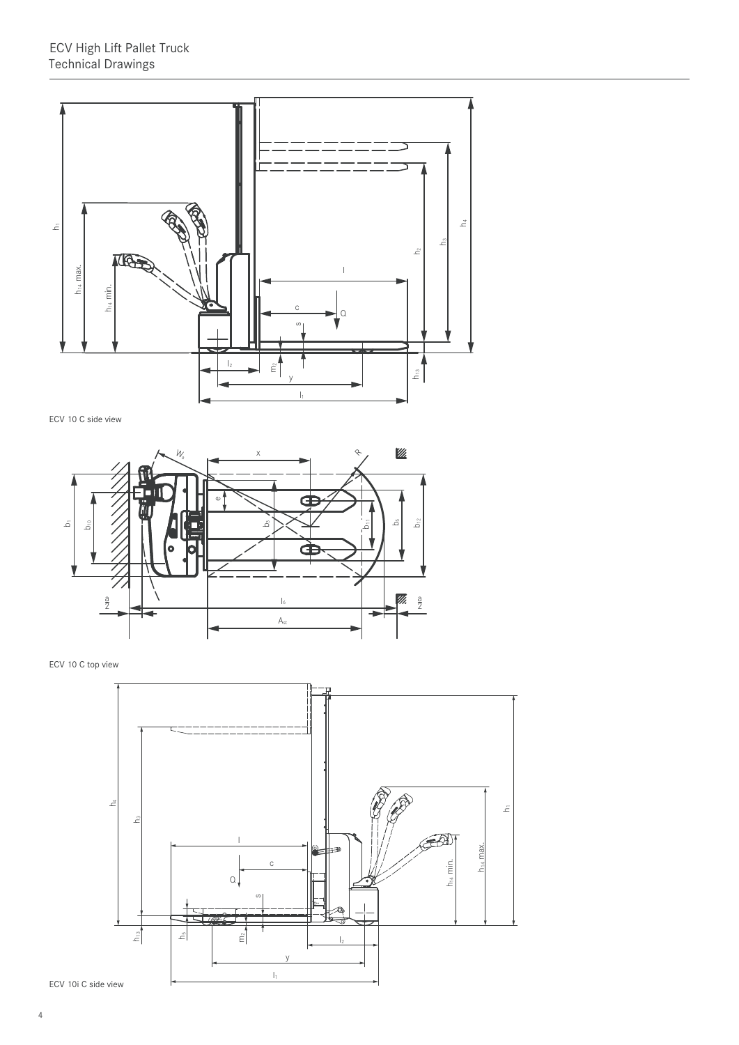# ECV High Lift Pallet Truck
## Technical Drawings

ECV 10 C side view

ECV 10 C top view

ECV 10i C side view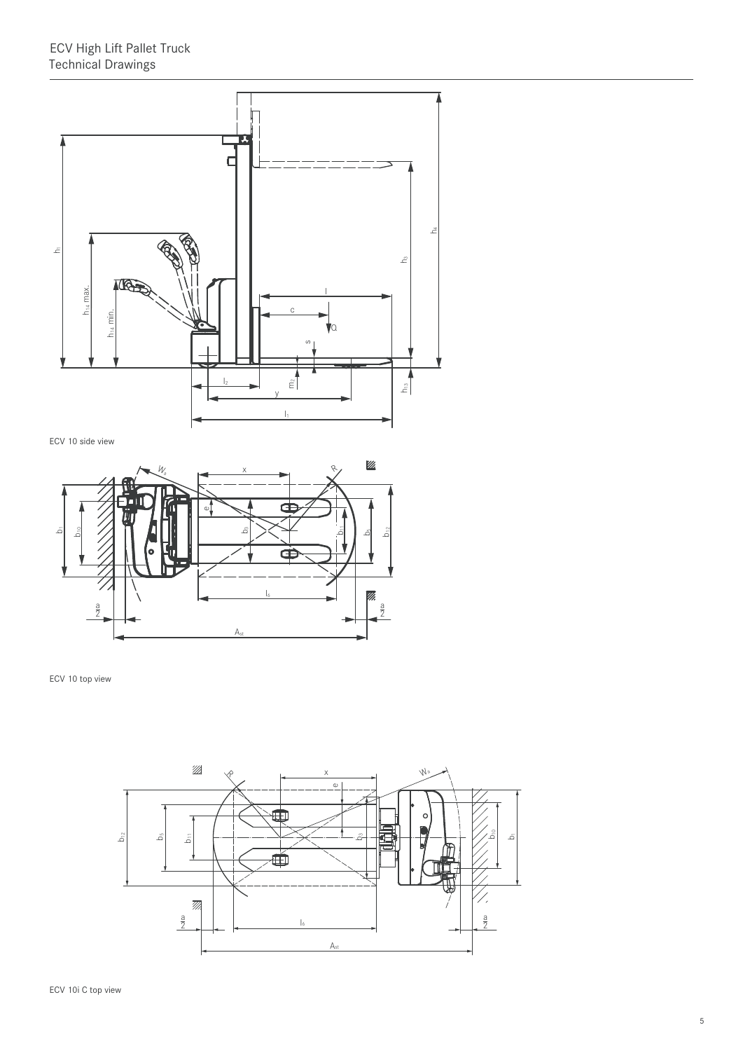# ECV High Lift Pallet Truck
## Technical Drawings

ECV 10 side view

ECV 10 top view

ECV 10i C top view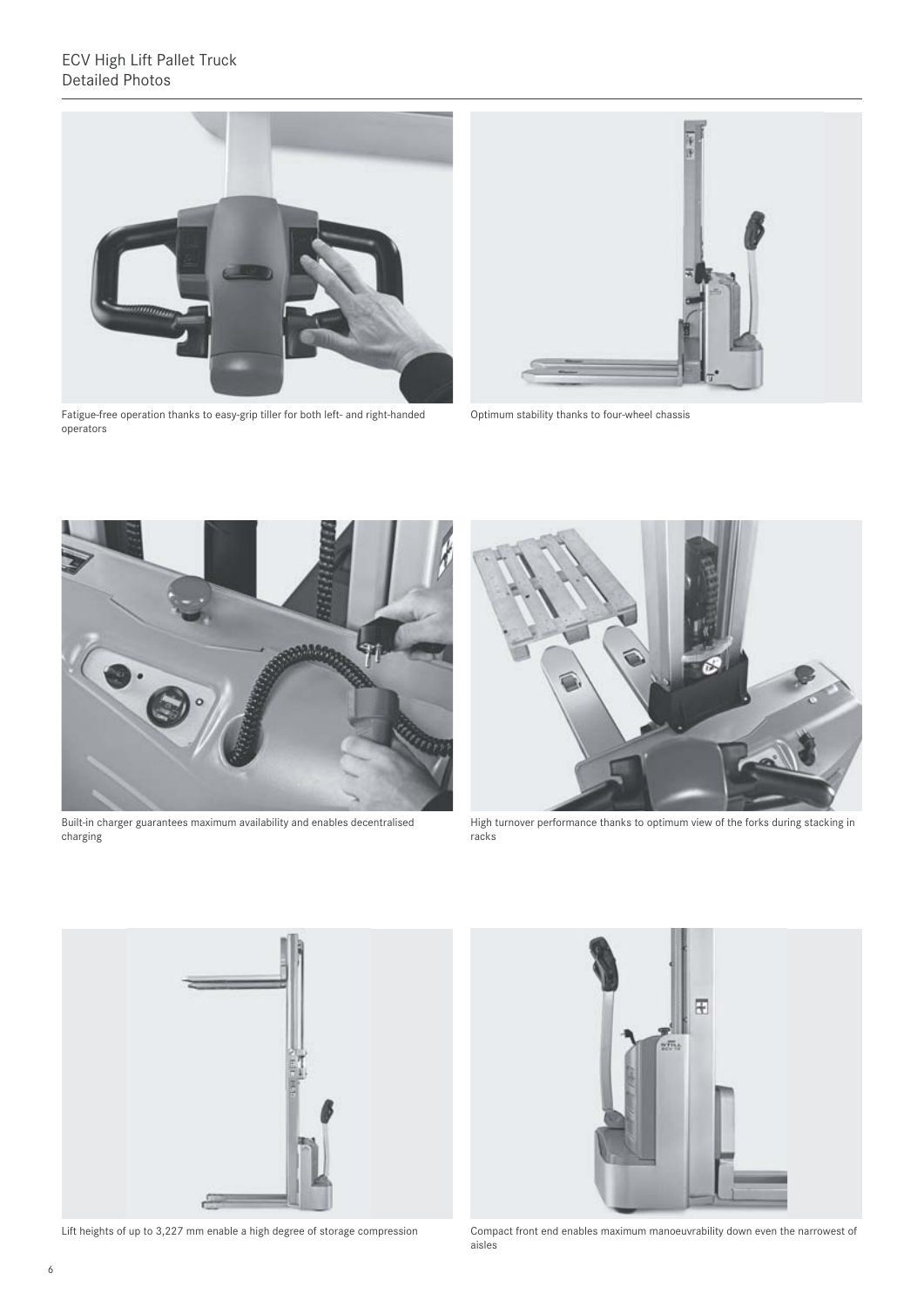# ECV High Lift Pallet Truck
## Detailed Photos

Fatigue-free operation thanks to easy-grip tiller for both left- and right-handed operators

Optimum stability thanks to four-wheel chassis

Built-in charger guarantees maximum availability and enables decentralised charging

High turnover performance thanks to optimum view of the forks during stacking in racks

Lift heights of up to 3,227 mm enable a high degree of storage compression

Compact front end enables maximum manoeuvrability down even the narrowest of aisles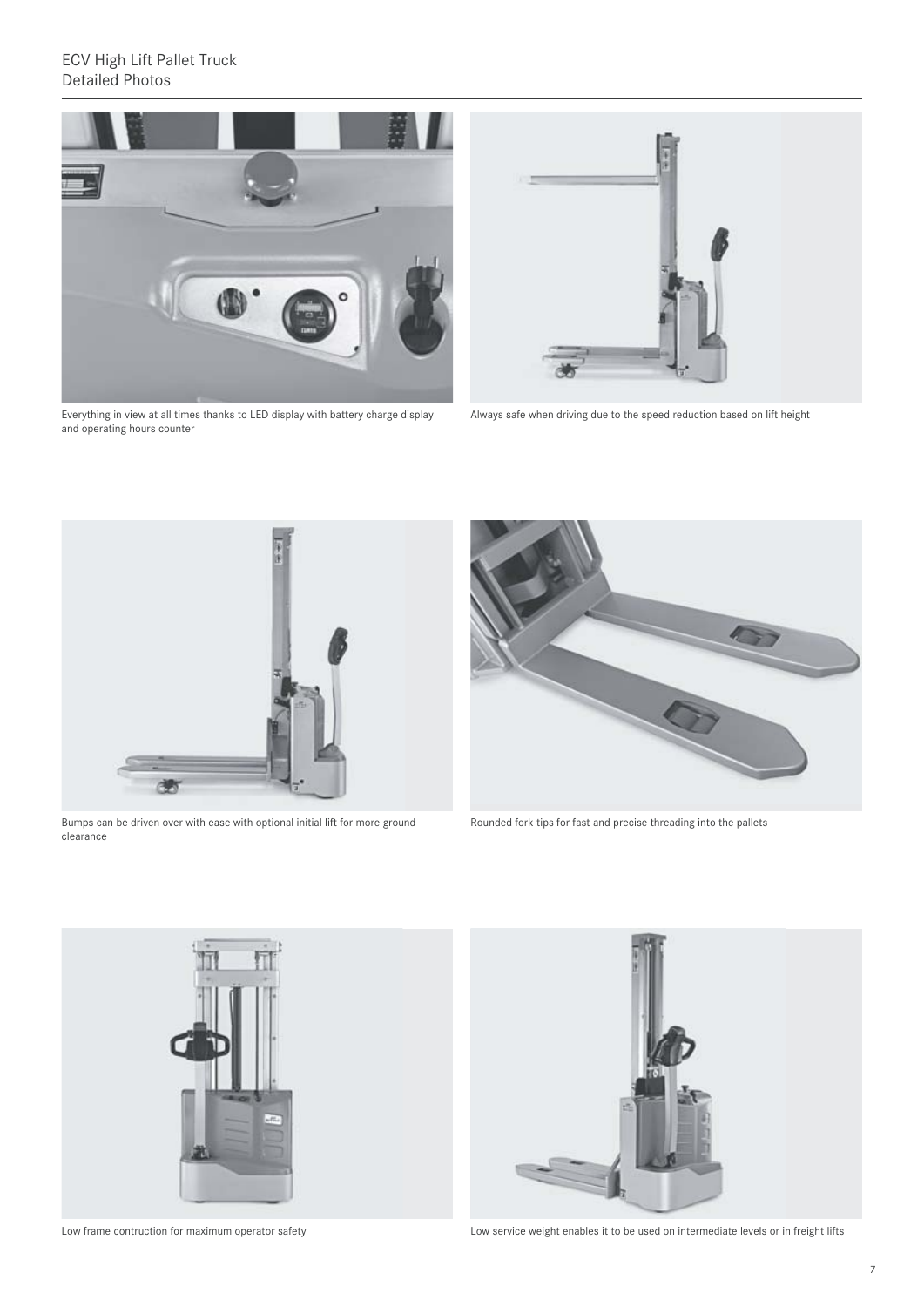# ECV High Lift Pallet Truck
## Detailed Photos

Everything in view at all times thanks to LED display with battery charge display and operating hours counter

Always safe when driving due to the speed reduction based on lift height

Bumps can be driven over with ease with optional initial lift for more ground clearance

Rounded fork tips for fast and precise threading into the pallets

Low frame contruction for maximum operator safety

Low service weight enables it to be used on intermediate levels or in freight lifts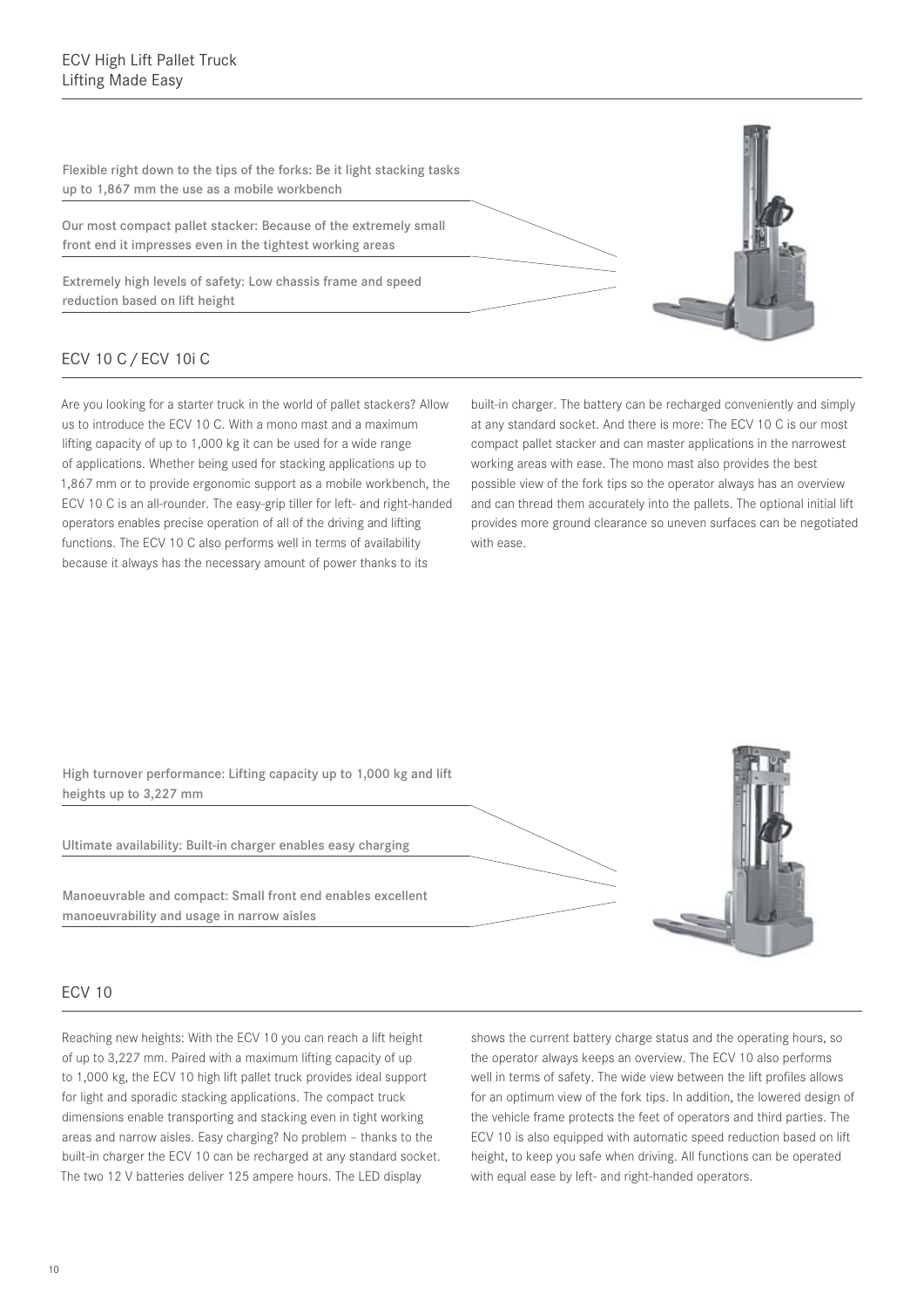Flexible right down to the tips of the forks: Be it light stacking tasks up to 1,867 mm the use as a mobile workbench

Our most compact pallet stacker: Because of the extremely small front end it impresses even in the tightest working areas

Extremely high levels of safety: Low chassis frame and speed reduction based on lift height

## ECV 10 C / ECV 10i C

Are you looking for a starter truck in the world of pallet stackers? Allow us to introduce the ECV 10 C. With a mono mast and a maximum lifting capacity of up to 1,000 kg it can be used for a wide range of applications. Whether being used for stacking applications up to 1,867 mm or to provide ergonomic support as a mobile workbench, the ECV 10 C is an all-rounder. The easy-grip tiller for left- and right-handed operators enables precise operation of all of the driving and lifting functions. The ECV 10 C also performs well in terms of availability because it always has the necessary amount of power thanks to its built-in charger. The battery can be recharged conveniently and simply at any standard socket. And there is more: The ECV 10 C is our most compact pallet stacker and can master applications in the narrowest working areas with ease. The mono mast also provides the best possible view of the fork tips so the operator always has an overview and can thread them accurately into the pallets. The optional initial lift provides more ground clearance so uneven surfaces can be negotiated with ease.

High turnover performance: Lifting capacity up to 1,000 kg and lift heights up to 3,227 mm

Ultimate availability: Built-in charger enables easy charging

Manoeuvrable and compact: Small front end enables excellent manoeuvrability and usage in narrow aisles

## ECV 10

Reaching new heights: With the ECV 10 you can reach a lift height of up to 3,227 mm. Paired with a maximum lifting capacity of up to 1,000 kg, the ECV 10 high lift pallet truck provides ideal support for light and sporadic stacking applications. The compact truck dimensions enable transporting and stacking even in tight working areas and narrow aisles. Easy charging? No problem – thanks to the built-in charger the ECV 10 can be recharged at any standard socket. The two 12 V batteries deliver 125 ampere hours. The LED display shows the current battery charge status and the operating hours, so the operator always keeps an overview. The ECV 10 also performs well in terms of safety. The wide view between the lift profiles allows for an optimum view of the fork tips. In addition, the lowered design of the vehicle frame protects the feet of operators and third parties. The ECV 10 is also equipped with automatic speed reduction based on lift height, to keep you safe when driving. All functions can be operated with equal ease by left- and right-handed operators.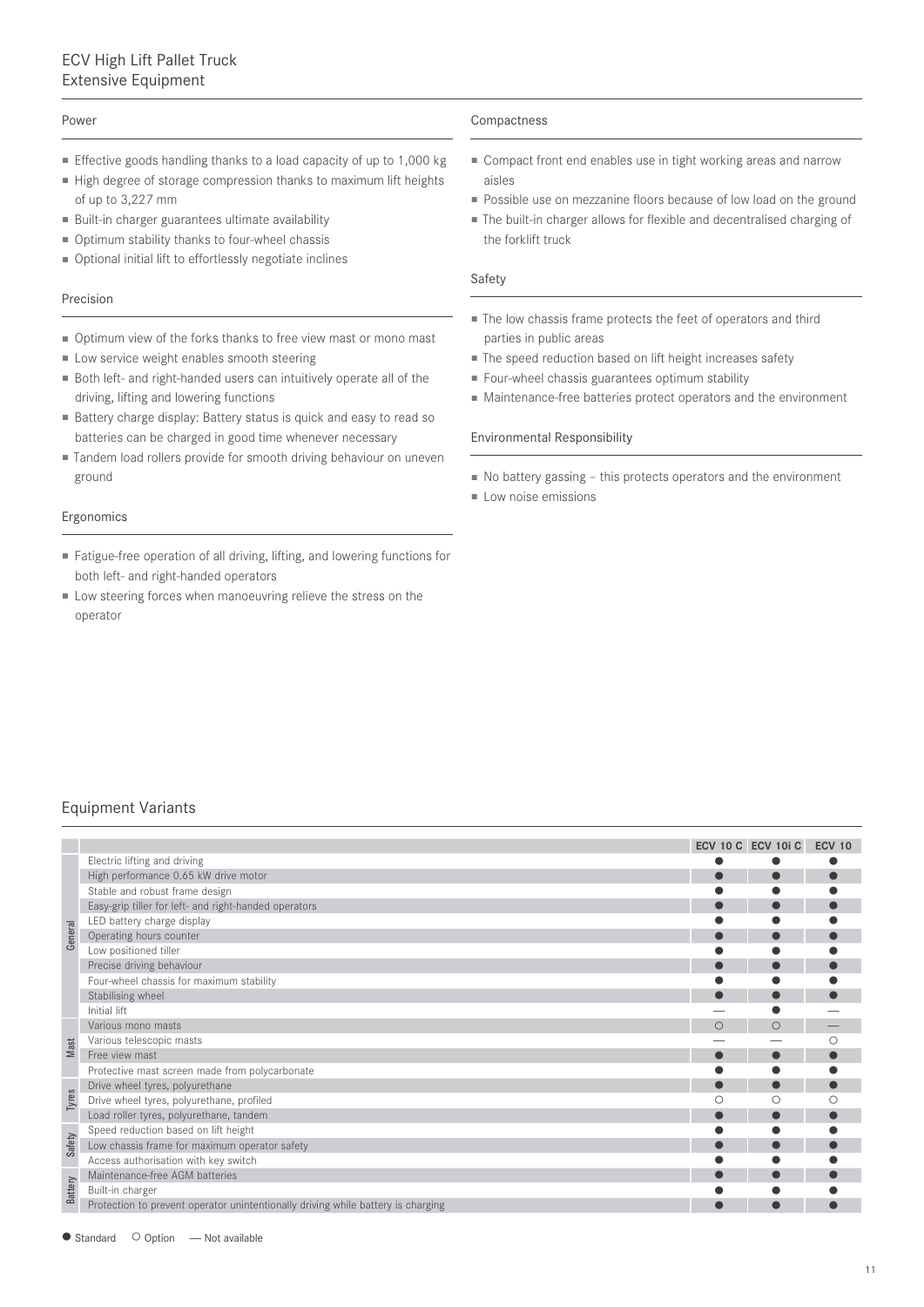# ECV High Lift Pallet Truck
## Extensive Equipment

### Power

- Effective goods handling thanks to a load capacity of up to 1,000 kg
- High degree of storage compression thanks to maximum lift heights of up to 3,227 mm
- Built-in charger guarantees ultimate availability
- Optimum stability thanks to four-wheel chassis
- Optional initial lift to effortlessly negotiate inclines

### Precision

- Optimum view of the forks thanks to free view mast or mono mast
- Low service weight enables smooth steering
- Both left- and right-handed users can intuitively operate all of the driving, lifting and lowering functions
- Battery charge display: Battery status is quick and easy to read so batteries can be charged in good time whenever necessary
- Tandem load rollers provide for smooth driving behaviour on uneven ground

### Ergonomics

- Fatigue-free operation of all driving, lifting, and lowering functions for both left- and right-handed operators
- Low steering forces when manoeuvring relieve the stress on the operator

### Compactness

- Compact front end enables use in tight working areas and narrow aisles
- Possible use on mezzanine floors because of low load on the ground
- The built-in charger allows for flexible and decentralised charging of the forklift truck

### Safety

- The low chassis frame protects the feet of operators and third parties in public areas
- The speed reduction based on lift height increases safety
- Four-wheel chassis guarantees optimum stability
- Maintenance-free batteries protect operators and the environment

### Environmental Responsibility

- No battery gassing – this protects operators and the environment
- Low noise emissions

## Equipment Variants

| | | ECV 10 C | ECV 10i C | ECV 10 |
|---|---|---|---|---|
| General | Electric lifting and driving | ● | ● | ● |
| | High performance 0.65 kW drive motor | ● | ● | ● |
| | Stable and robust frame design | ● | ● | ● |
| | Easy-grip tiller for left- and right-handed operators | ● | ● | ● |
| | LED battery charge display | ● | ● | ● |
| | Operating hours counter | ● | ● | ● |
| | Low positioned tiller | ● | ● | ● |
| | Precise driving behaviour | ● | ● | ● |
| | Four-wheel chassis for maximum stability | ● | ● | ● |
| | Stabilising wheel | ● | ● | ● |
| | Initial lift | — | ● | — |
| Mast | Various mono masts | ○ | ○ | — |
| | Various telescopic masts | — | — | ○ |
| | Free view mast | ● | ● | ● |
| | Protective mast screen made from polycarbonate | ● | ● | ● |
| Tyres | Drive wheel tyres, polyurethane | ● | ● | ● |
| | Drive wheel tyres, polyurethane, profiled | ○ | ○ | ○ |
| | Load roller tyres, polyurethane, tandem | ● | ● | ● |
| Safety | Speed reduction based on lift height | ● | ● | ● |
| | Low chassis frame for maximum operator safety | ● | ● | ● |
| | Access authorisation with key switch | ● | ● | ● |
| Battery | Maintenance-free AGM batteries | ● | ● | ● |
| | Built-in charger | ● | ● | ● |
| | Protection to prevent operator unintentionally driving while battery is charging | ● | ● | ● |

● Standard ○ Option — Not available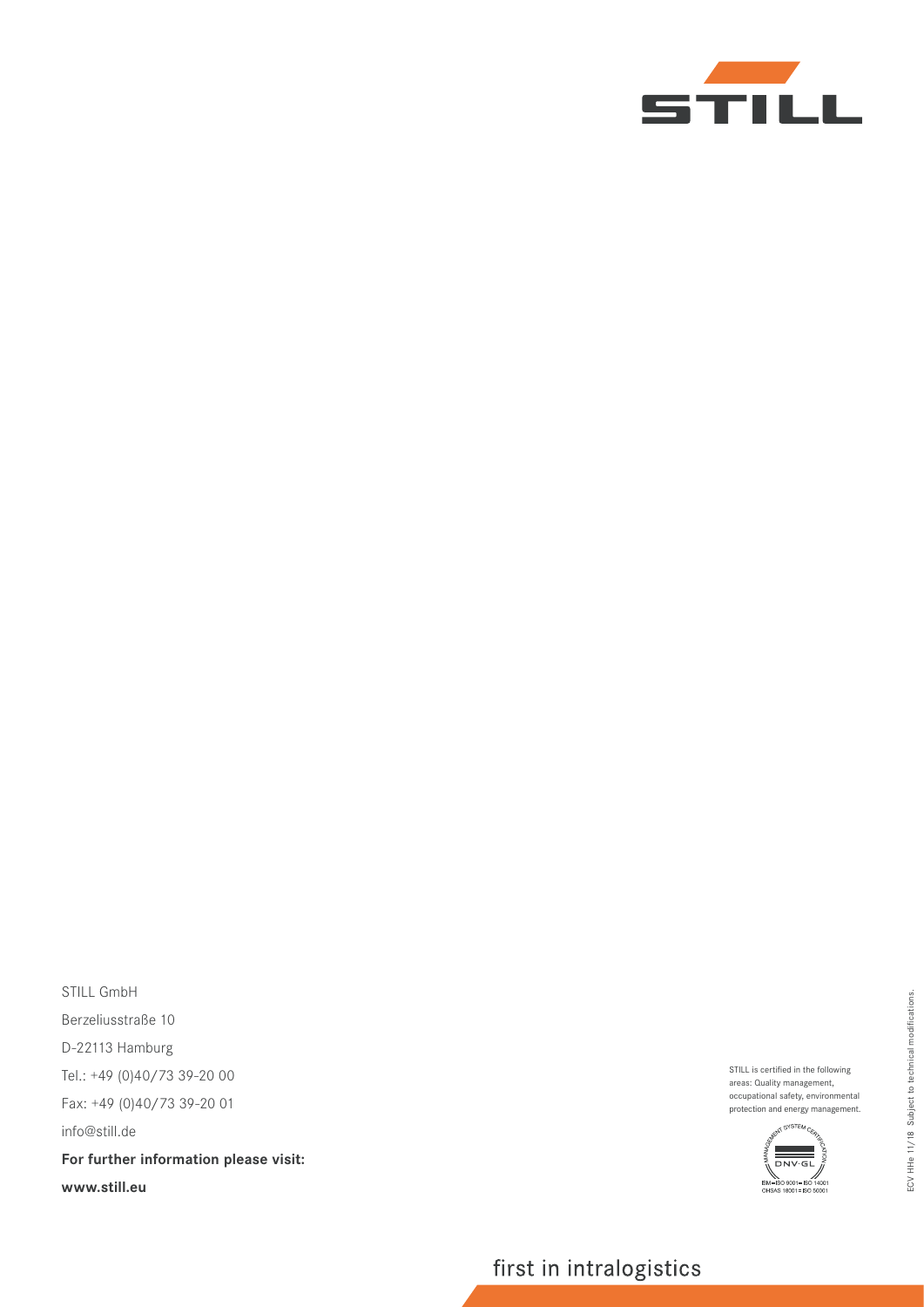STILL GmbH

Berzeliusstraße 10

D-22113 Hamburg

Tel.: +49 (0)40/73 39-20 00

Fax: +49 (0)40/73 39-20 01

info@still.de

**For further information please visit:**

**www.still.eu**

STILL is certified in the following areas: Quality management, occupational safety, environmental protection and energy management.

MANAGEMENT SYSTEM CERTIFICATION

DNV·GL

BM = ISO 9001 = ISO 14001
OHSAS 18001 = ISO 50001

ECV HHe 11/18 Subject to technical modifications.

first in intralogistics